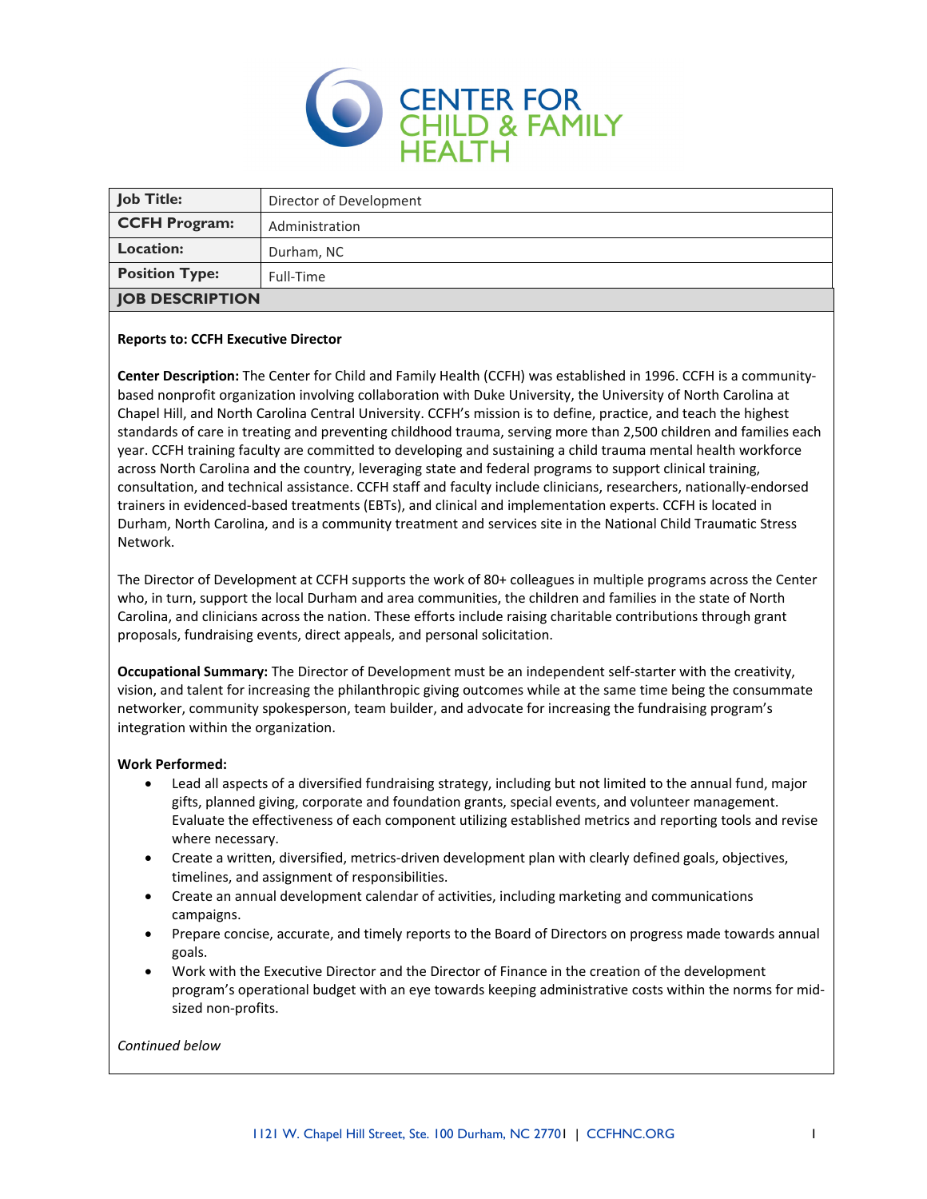# CENTER FOR CHILD & FAMILY HEALTH

| **Job Title:** | Director of Development |
|---|---|
| **CCFH Program:** | Administration |
| **Location:** | Durham, NC |
| **Position Type:** | Full-Time |

## JOB DESCRIPTION

**Reports to: CCFH Executive Director**

**Center Description:** The Center for Child and Family Health (CCFH) was established in 1996. CCFH is a community-based nonprofit organization involving collaboration with Duke University, the University of North Carolina at Chapel Hill, and North Carolina Central University. CCFH's mission is to define, practice, and teach the highest standards of care in treating and preventing childhood trauma, serving more than 2,500 children and families each year. CCFH training faculty are committed to developing and sustaining a child trauma mental health workforce across North Carolina and the country, leveraging state and federal programs to support clinical training, consultation, and technical assistance. CCFH staff and faculty include clinicians, researchers, nationally-endorsed trainers in evidenced-based treatments (EBTs), and clinical and implementation experts. CCFH is located in Durham, North Carolina, and is a community treatment and services site in the National Child Traumatic Stress Network.

The Director of Development at CCFH supports the work of 80+ colleagues in multiple programs across the Center who, in turn, support the local Durham and area communities, the children and families in the state of North Carolina, and clinicians across the nation. These efforts include raising charitable contributions through grant proposals, fundraising events, direct appeals, and personal solicitation.

**Occupational Summary:** The Director of Development must be an independent self-starter with the creativity, vision, and talent for increasing the philanthropic giving outcomes while at the same time being the consummate networker, community spokesperson, team builder, and advocate for increasing the fundraising program's integration within the organization.

**Work Performed:**

- Lead all aspects of a diversified fundraising strategy, including but not limited to the annual fund, major gifts, planned giving, corporate and foundation grants, special events, and volunteer management. Evaluate the effectiveness of each component utilizing established metrics and reporting tools and revise where necessary.
- Create a written, diversified, metrics-driven development plan with clearly defined goals, objectives, timelines, and assignment of responsibilities.
- Create an annual development calendar of activities, including marketing and communications campaigns.
- Prepare concise, accurate, and timely reports to the Board of Directors on progress made towards annual goals.
- Work with the Executive Director and the Director of Finance in the creation of the development program's operational budget with an eye towards keeping administrative costs within the norms for mid-sized non-profits.

*Continued below*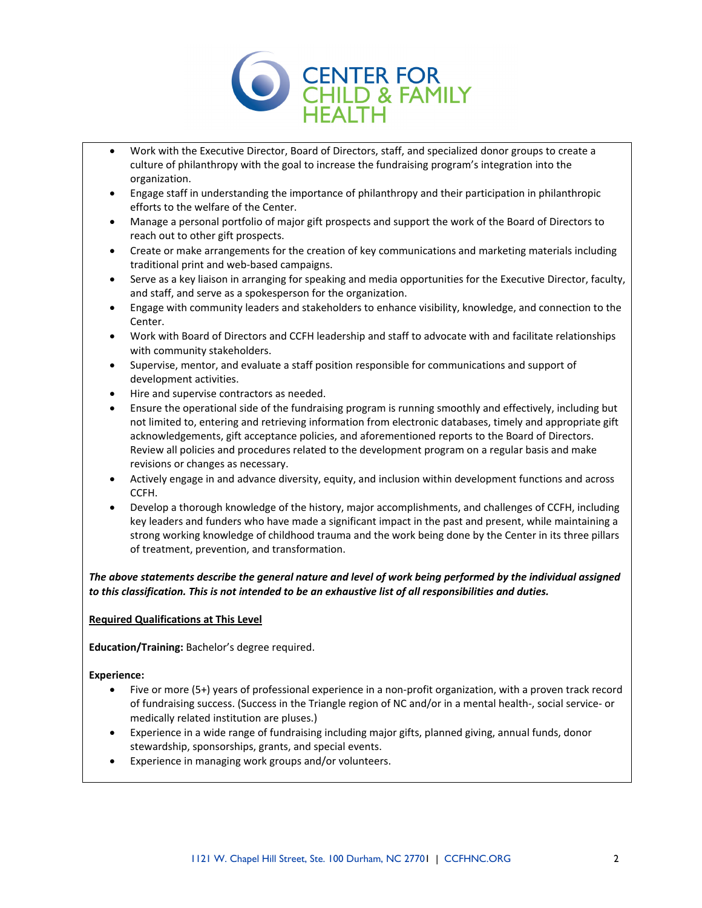- Work with the Executive Director, Board of Directors, staff, and specialized donor groups to create a culture of philanthropy with the goal to increase the fundraising program's integration into the organization.
- Engage staff in understanding the importance of philanthropy and their participation in philanthropic efforts to the welfare of the Center.
- Manage a personal portfolio of major gift prospects and support the work of the Board of Directors to reach out to other gift prospects.
- Create or make arrangements for the creation of key communications and marketing materials including traditional print and web-based campaigns.
- Serve as a key liaison in arranging for speaking and media opportunities for the Executive Director, faculty, and staff, and serve as a spokesperson for the organization.
- Engage with community leaders and stakeholders to enhance visibility, knowledge, and connection to the Center.
- Work with Board of Directors and CCFH leadership and staff to advocate with and facilitate relationships with community stakeholders.
- Supervise, mentor, and evaluate a staff position responsible for communications and support of development activities.
- Hire and supervise contractors as needed.
- Ensure the operational side of the fundraising program is running smoothly and effectively, including but not limited to, entering and retrieving information from electronic databases, timely and appropriate gift acknowledgements, gift acceptance policies, and aforementioned reports to the Board of Directors. Review all policies and procedures related to the development program on a regular basis and make revisions or changes as necessary.
- Actively engage in and advance diversity, equity, and inclusion within development functions and across CCFH.
- Develop a thorough knowledge of the history, major accomplishments, and challenges of CCFH, including key leaders and funders who have made a significant impact in the past and present, while maintaining a strong working knowledge of childhood trauma and the work being done by the Center in its three pillars of treatment, prevention, and transformation.

***The above statements describe the general nature and level of work being performed by the individual assigned to this classification. This is not intended to be an exhaustive list of all responsibilities and duties.***

**Required Qualifications at This Level**

**Education/Training:** Bachelor's degree required.

**Experience:**

- Five or more (5+) years of professional experience in a non-profit organization, with a proven track record of fundraising success. (Success in the Triangle region of NC and/or in a mental health-, social service- or medically related institution are pluses.)
- Experience in a wide range of fundraising including major gifts, planned giving, annual funds, donor stewardship, sponsorships, grants, and special events.
- Experience in managing work groups and/or volunteers.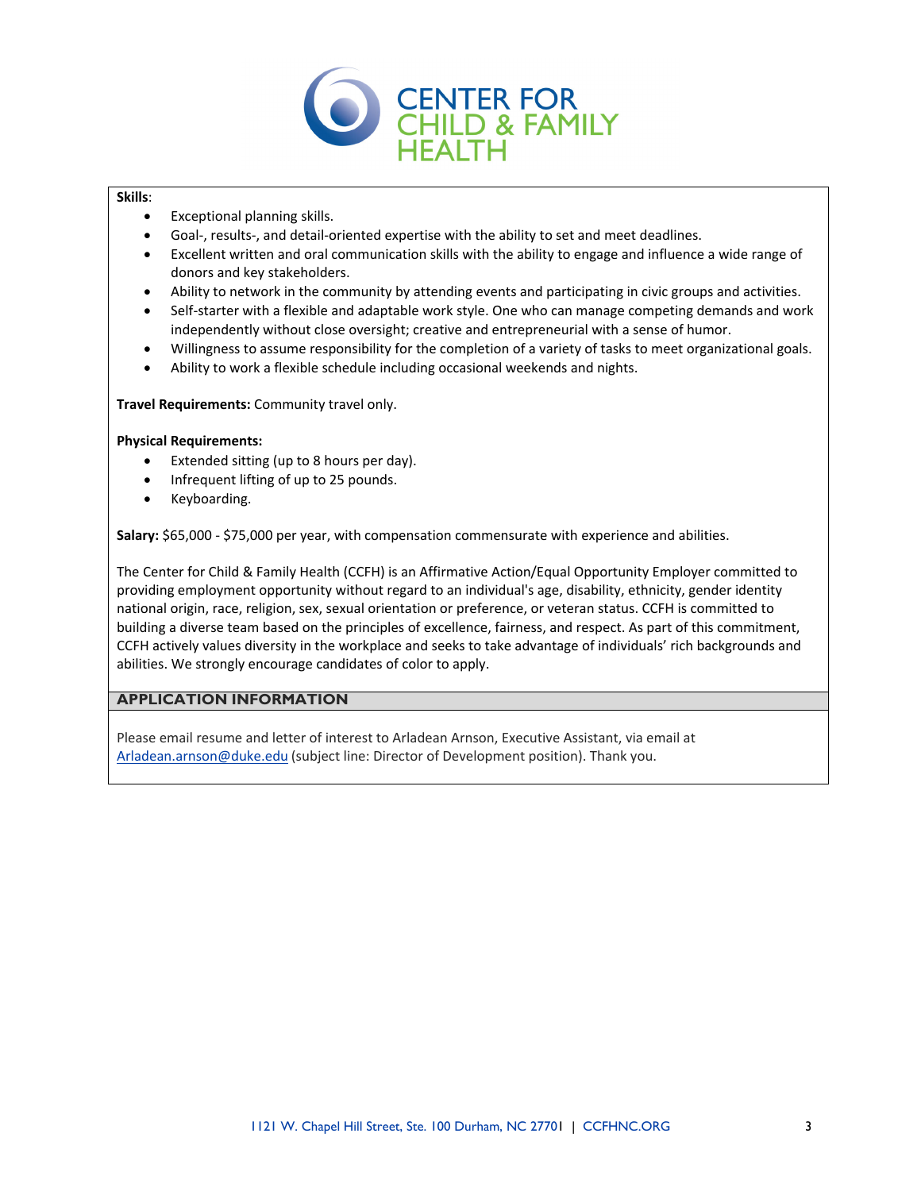**Skills**:

- Exceptional planning skills.
- Goal-, results-, and detail-oriented expertise with the ability to set and meet deadlines.
- Excellent written and oral communication skills with the ability to engage and influence a wide range of donors and key stakeholders.
- Ability to network in the community by attending events and participating in civic groups and activities.
- Self-starter with a flexible and adaptable work style. One who can manage competing demands and work independently without close oversight; creative and entrepreneurial with a sense of humor.
- Willingness to assume responsibility for the completion of a variety of tasks to meet organizational goals.
- Ability to work a flexible schedule including occasional weekends and nights.

**Travel Requirements:** Community travel only.

**Physical Requirements:**

- Extended sitting (up to 8 hours per day).
- Infrequent lifting of up to 25 pounds.
- Keyboarding.

**Salary:** $65,000 - $75,000 per year, with compensation commensurate with experience and abilities.

The Center for Child & Family Health (CCFH) is an Affirmative Action/Equal Opportunity Employer committed to providing employment opportunity without regard to an individual's age, disability, ethnicity, gender identity national origin, race, religion, sex, sexual orientation or preference, or veteran status. CCFH is committed to building a diverse team based on the principles of excellence, fairness, and respect. As part of this commitment, CCFH actively values diversity in the workplace and seeks to take advantage of individuals' rich backgrounds and abilities. We strongly encourage candidates of color to apply.

## APPLICATION INFORMATION

Please email resume and letter of interest to Arladean Arnson, Executive Assistant, via email at Arladean.arnson@duke.edu (subject line: Director of Development position). Thank you.